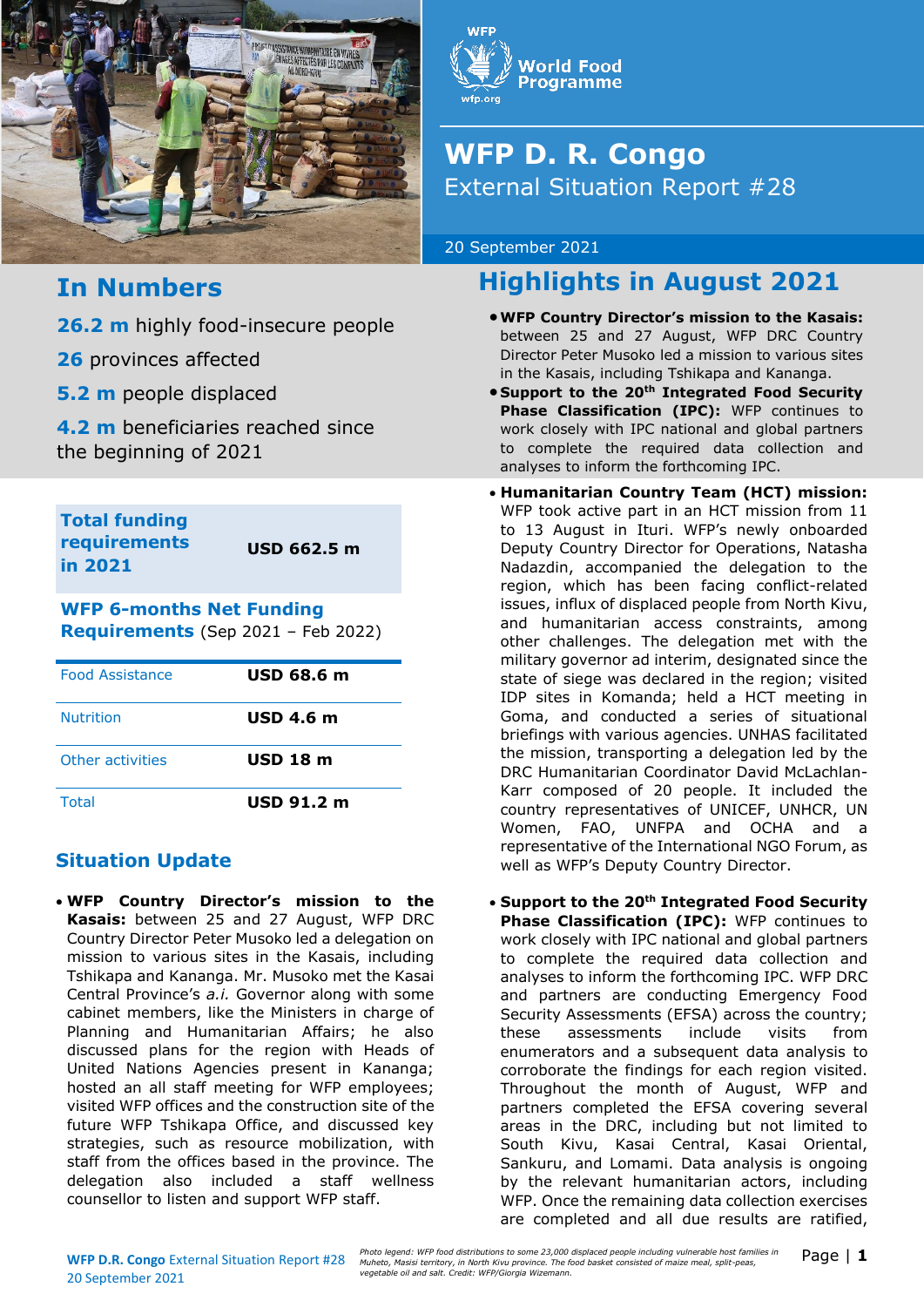# WFP D. R. Congo

External Situation Report #28

20 September 2021

## In Numbers

**26.2 m** highly food-insecure people

**26** provinces affected

**5.2 m** people displaced

**4.2 m** beneficiaries reached since the beginning of 2021

| **Total funding requirements in 2021** | **USD 662.5 m** |
|---|---|

**WFP 6-months Net Funding Requirements** (Sep 2021 – Feb 2022)

| | |
|---|---|
| Food Assistance | **USD 68.6 m** |
| Nutrition | **USD 4.6 m** |
| Other activities | **USD 18 m** |
| Total | **USD 91.2 m** |

## Highlights in August 2021

- **WFP Country Director's mission to the Kasais:** between 25 and 27 August, WFP DRC Country Director Peter Musoko led a mission to various sites in the Kasais, including Tshikapa and Kananga.
- **Support to the 20th Integrated Food Security Phase Classification (IPC):** WFP continues to work closely with IPC national and global partners to complete the required data collection and analyses to inform the forthcoming IPC.

## Situation Update

- **WFP Country Director's mission to the Kasais:** between 25 and 27 August, WFP DRC Country Director Peter Musoko led a delegation on mission to various sites in the Kasais, including Tshikapa and Kananga. Mr. Musoko met the Kasai Central Province's *a.i.* Governor along with some cabinet members, like the Ministers in charge of Planning and Humanitarian Affairs; he also discussed plans for the region with Heads of United Nations Agencies present in Kananga; hosted an all staff meeting for WFP employees; visited WFP offices and the construction site of the future WFP Tshikapa Office, and discussed key strategies, such as resource mobilization, with staff from the offices based in the province. The delegation also included a staff wellness counsellor to listen and support WFP staff.
- **Humanitarian Country Team (HCT) mission:** WFP took active part in an HCT mission from 11 to 13 August in Ituri. WFP's newly onboarded Deputy Country Director for Operations, Natasha Nadazdin, accompanied the delegation to the region, which has been facing conflict-related issues, influx of displaced people from North Kivu, and humanitarian access constraints, among other challenges. The delegation met with the military governor ad interim, designated since the state of siege was declared in the region; visited IDP sites in Komanda; held a HCT meeting in Goma, and conducted a series of situational briefings with various agencies. UNHAS facilitated the mission, transporting a delegation led by the DRC Humanitarian Coordinator David McLachlan-Karr composed of 20 people. It included the country representatives of UNICEF, UNHCR, UN Women, FAO, UNFPA and OCHA and a representative of the International NGO Forum, as well as WFP's Deputy Country Director.
- **Support to the 20th Integrated Food Security Phase Classification (IPC):** WFP continues to work closely with IPC national and global partners to complete the required data collection and analyses to inform the forthcoming IPC. WFP DRC and partners are conducting Emergency Food Security Assessments (EFSA) across the country; these assessments include visits from enumerators and a subsequent data analysis to corroborate the findings for each region visited. Throughout the month of August, WFP and partners completed the EFSA covering several areas in the DRC, including but not limited to South Kivu, Kasai Central, Kasai Oriental, Sankuru, and Lomami. Data analysis is ongoing by the relevant humanitarian actors, including WFP. Once the remaining data collection exercises are completed and all due results are ratified,

*Photo legend: WFP food distributions to some 23,000 displaced people including vulnerable host families in Muheto, Masisi territory, in North Kivu province. The food basket consisted of maize meal, split-peas, vegetable oil and salt. Credit: WFP/Giorgia Wizemann.*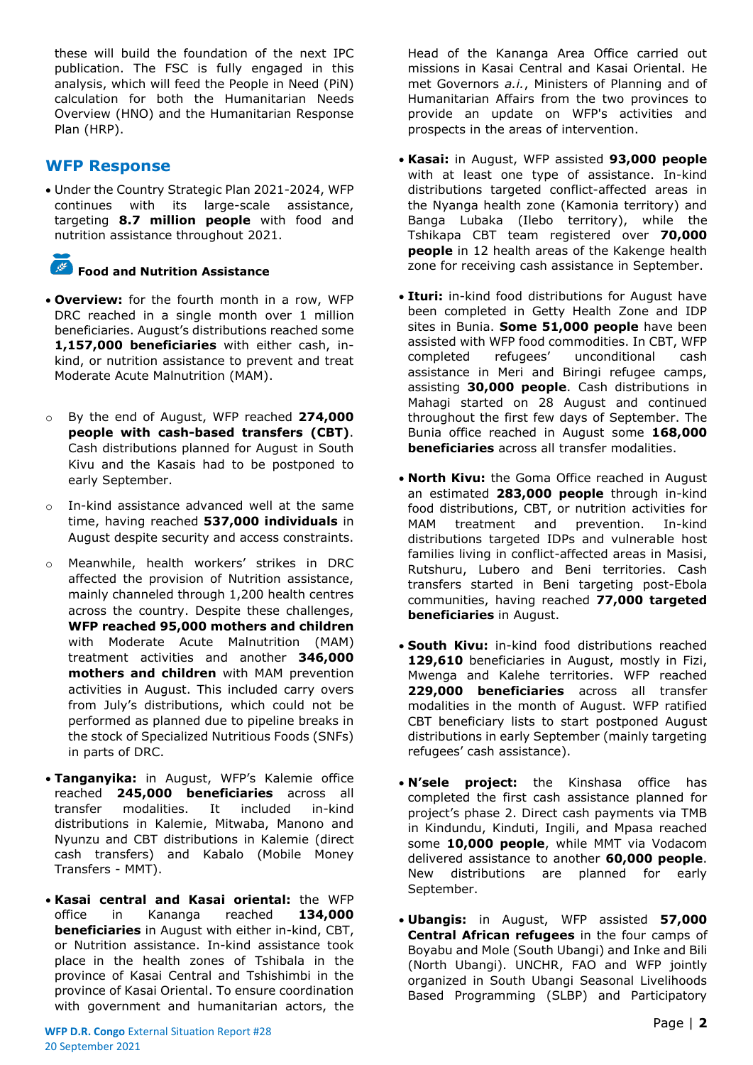these will build the foundation of the next IPC publication. The FSC is fully engaged in this analysis, which will feed the People in Need (PiN) calculation for both the Humanitarian Needs Overview (HNO) and the Humanitarian Response Plan (HRP).

## WFP Response

- Under the Country Strategic Plan 2021-2024, WFP continues with its large-scale assistance, targeting **8.7 million people** with food and nutrition assistance throughout 2021.

### Food and Nutrition Assistance

- **Overview:** for the fourth month in a row, WFP DRC reached in a single month over 1 million beneficiaries. August's distributions reached some **1,157,000 beneficiaries** with either cash, in-kind, or nutrition assistance to prevent and treat Moderate Acute Malnutrition (MAM).
  - By the end of August, WFP reached **274,000 people with cash-based transfers (CBT)**. Cash distributions planned for August in South Kivu and the Kasais had to be postponed to early September.
  - In-kind assistance advanced well at the same time, having reached **537,000 individuals** in August despite security and access constraints.
  - Meanwhile, health workers' strikes in DRC affected the provision of Nutrition assistance, mainly channeled through 1,200 health centres across the country. Despite these challenges, **WFP reached 95,000 mothers and children** with Moderate Acute Malnutrition (MAM) treatment activities and another **346,000 mothers and children** with MAM prevention activities in August. This included carry overs from July's distributions, which could not be performed as planned due to pipeline breaks in the stock of Specialized Nutritious Foods (SNFs) in parts of DRC.
- **Tanganyika:** in August, WFP's Kalemie office reached **245,000 beneficiaries** across all transfer modalities. It included in-kind distributions in Kalemie, Mitwaba, Manono and Nyunzu and CBT distributions in Kalemie (direct cash transfers) and Kabalo (Mobile Money Transfers - MMT).
- **Kasai central and Kasai oriental:** the WFP office in Kananga reached **134,000 beneficiaries** in August with either in-kind, CBT, or Nutrition assistance. In-kind assistance took place in the health zones of Tshibala in the province of Kasai Central and Tshishimbi in the province of Kasai Oriental. To ensure coordination with government and humanitarian actors, the Head of the Kananga Area Office carried out missions in Kasai Central and Kasai Oriental. He met Governors *a.i.*, Ministers of Planning and of Humanitarian Affairs from the two provinces to provide an update on WFP's activities and prospects in the areas of intervention.
- **Kasai:** in August, WFP assisted **93,000 people** with at least one type of assistance. In-kind distributions targeted conflict-affected areas in the Nyanga health zone (Kamonia territory) and Banga Lubaka (Ilebo territory), while the Tshikapa CBT team registered over **70,000 people** in 12 health areas of the Kakenge health zone for receiving cash assistance in September.
- **Ituri:** in-kind food distributions for August have been completed in Getty Health Zone and IDP sites in Bunia. **Some 51,000 people** have been assisted with WFP food commodities. In CBT, WFP completed refugees' unconditional cash assistance in Meri and Biringi refugee camps, assisting **30,000 people**. Cash distributions in Mahagi started on 28 August and continued throughout the first few days of September. The Bunia office reached in August some **168,000 beneficiaries** across all transfer modalities.
- **North Kivu:** the Goma Office reached in August an estimated **283,000 people** through in-kind food distributions, CBT, or nutrition activities for MAM treatment and prevention. In-kind distributions targeted IDPs and vulnerable host families living in conflict-affected areas in Masisi, Rutshuru, Lubero and Beni territories. Cash transfers started in Beni targeting post-Ebola communities, having reached **77,000 targeted beneficiaries** in August.
- **South Kivu:** in-kind food distributions reached **129,610** beneficiaries in August, mostly in Fizi, Mwenga and Kalehe territories. WFP reached **229,000 beneficiaries** across all transfer modalities in the month of August. WFP ratified CBT beneficiary lists to start postponed August distributions in early September (mainly targeting refugees' cash assistance).
- **N'sele project:** the Kinshasa office has completed the first cash assistance planned for project's phase 2. Direct cash payments via TMB in Kindundu, Kinduti, Ingili, and Mpasa reached some **10,000 people**, while MMT via Vodacom delivered assistance to another **60,000 people**. New distributions are planned for early September.
- **Ubangis:** in August, WFP assisted **57,000 Central African refugees** in the four camps of Boyabu and Mole (South Ubangi) and Inke and Bili (North Ubangi). UNCHR, FAO and WFP jointly organized in South Ubangi Seasonal Livelihoods Based Programming (SLBP) and Participatory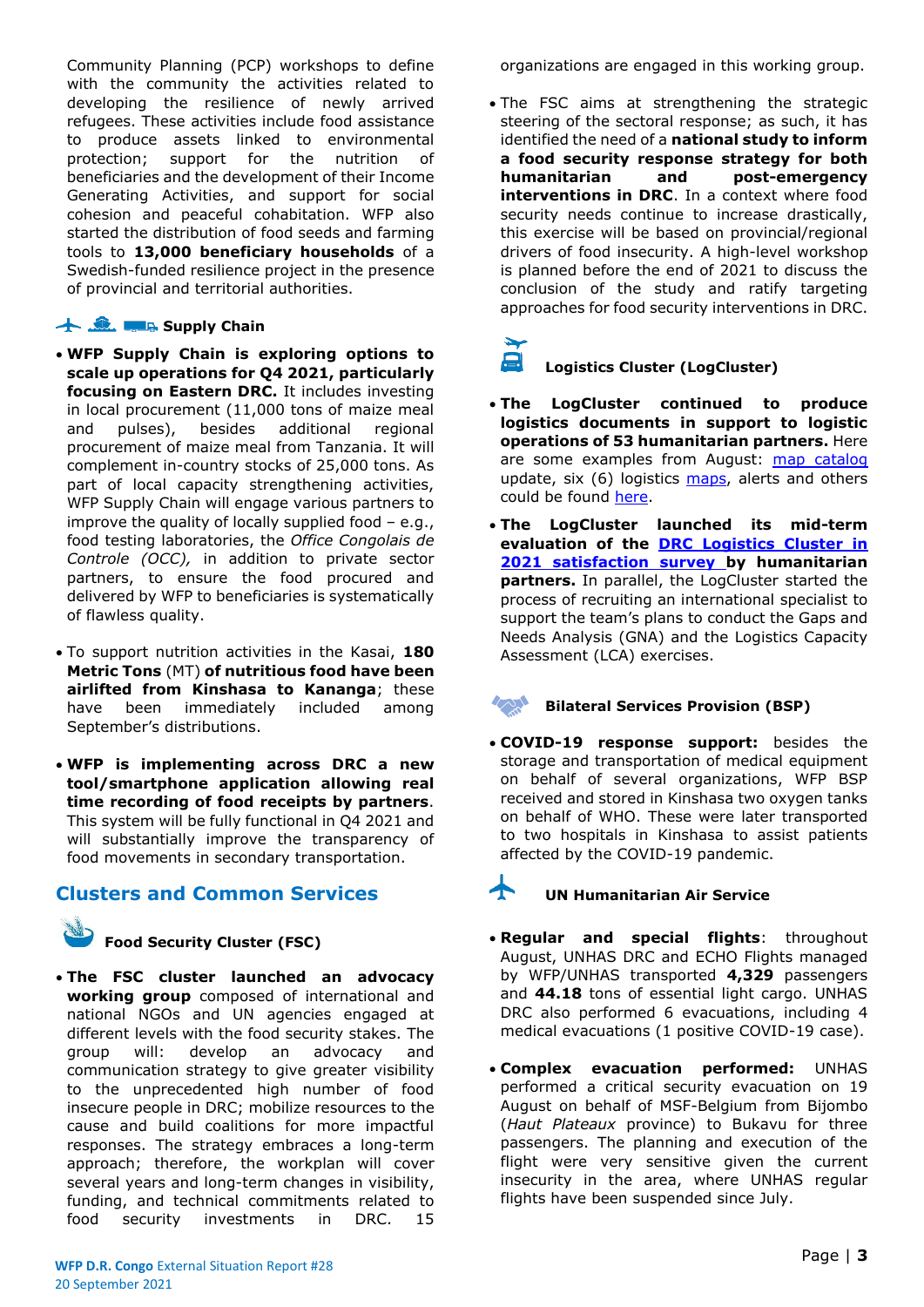Community Planning (PCP) workshops to define with the community the activities related to developing the resilience of newly arrived refugees. These activities include food assistance to produce assets linked to environmental protection; support for the nutrition of beneficiaries and the development of their Income Generating Activities, and support for social cohesion and peaceful cohabitation. WFP also started the distribution of food seeds and farming tools to **13,000 beneficiary households** of a Swedish-funded resilience project in the presence of provincial and territorial authorities.

### Supply Chain

- **WFP Supply Chain is exploring options to scale up operations for Q4 2021, particularly focusing on Eastern DRC.** It includes investing in local procurement (11,000 tons of maize meal and pulses), besides additional regional procurement of maize meal from Tanzania. It will complement in-country stocks of 25,000 tons. As part of local capacity strengthening activities, WFP Supply Chain will engage various partners to improve the quality of locally supplied food – e.g., food testing laboratories, the *Office Congolais de Controle (OCC),* in addition to private sector partners, to ensure the food procured and delivered by WFP to beneficiaries is systematically of flawless quality.

- To support nutrition activities in the Kasai, **180 Metric Tons** (MT) **of nutritious food have been airlifted from Kinshasa to Kananga**; these have been immediately included among September's distributions.

- **WFP is implementing across DRC a new tool/smartphone application allowing real time recording of food receipts by partners**. This system will be fully functional in Q4 2021 and will substantially improve the transparency of food movements in secondary transportation.

## Clusters and Common Services

### Food Security Cluster (FSC)

- **The FSC cluster launched an advocacy working group** composed of international and national NGOs and UN agencies engaged at different levels with the food security stakes. The group will: develop an advocacy and communication strategy to give greater visibility to the unprecedented high number of food insecure people in DRC; mobilize resources to the cause and build coalitions for more impactful responses. The strategy embraces a long-term approach; therefore, the workplan will cover several years and long-term changes in visibility, funding, and technical commitments related to food security investments in DRC. 15 organizations are engaged in this working group.

- The FSC aims at strengthening the strategic steering of the sectoral response; as such, it has identified the need of a **national study to inform a food security response strategy for both humanitarian and post-emergency interventions in DRC**. In a context where food security needs continue to increase drastically, this exercise will be based on provincial/regional drivers of food insecurity. A high-level workshop is planned before the end of 2021 to discuss the conclusion of the study and ratify targeting approaches for food security interventions in DRC.

### Logistics Cluster (LogCluster)

- **The LogCluster continued to produce logistics documents in support to logistic operations of 53 humanitarian partners.** Here are some examples from August: map catalog update, six (6) logistics maps, alerts and others could be found here.

- **The LogCluster launched its mid-term evaluation of the DRC Logistics Cluster in 2021 satisfaction survey by humanitarian partners.** In parallel, the LogCluster started the process of recruiting an international specialist to support the team's plans to conduct the Gaps and Needs Analysis (GNA) and the Logistics Capacity Assessment (LCA) exercises.

### Bilateral Services Provision (BSP)

- **COVID-19 response support:** besides the storage and transportation of medical equipment on behalf of several organizations, WFP BSP received and stored in Kinshasa two oxygen tanks on behalf of WHO. These were later transported to two hospitals in Kinshasa to assist patients affected by the COVID-19 pandemic.

### UN Humanitarian Air Service

- **Regular and special flights**: throughout August, UNHAS DRC and ECHO Flights managed by WFP/UNHAS transported **4,329** passengers and **44.18** tons of essential light cargo. UNHAS DRC also performed 6 evacuations, including 4 medical evacuations (1 positive COVID-19 case).

- **Complex evacuation performed:** UNHAS performed a critical security evacuation on 19 August on behalf of MSF-Belgium from Bijombo (*Haut Plateaux* province) to Bukavu for three passengers. The planning and execution of the flight were very sensitive given the current insecurity in the area, where UNHAS regular flights have been suspended since July.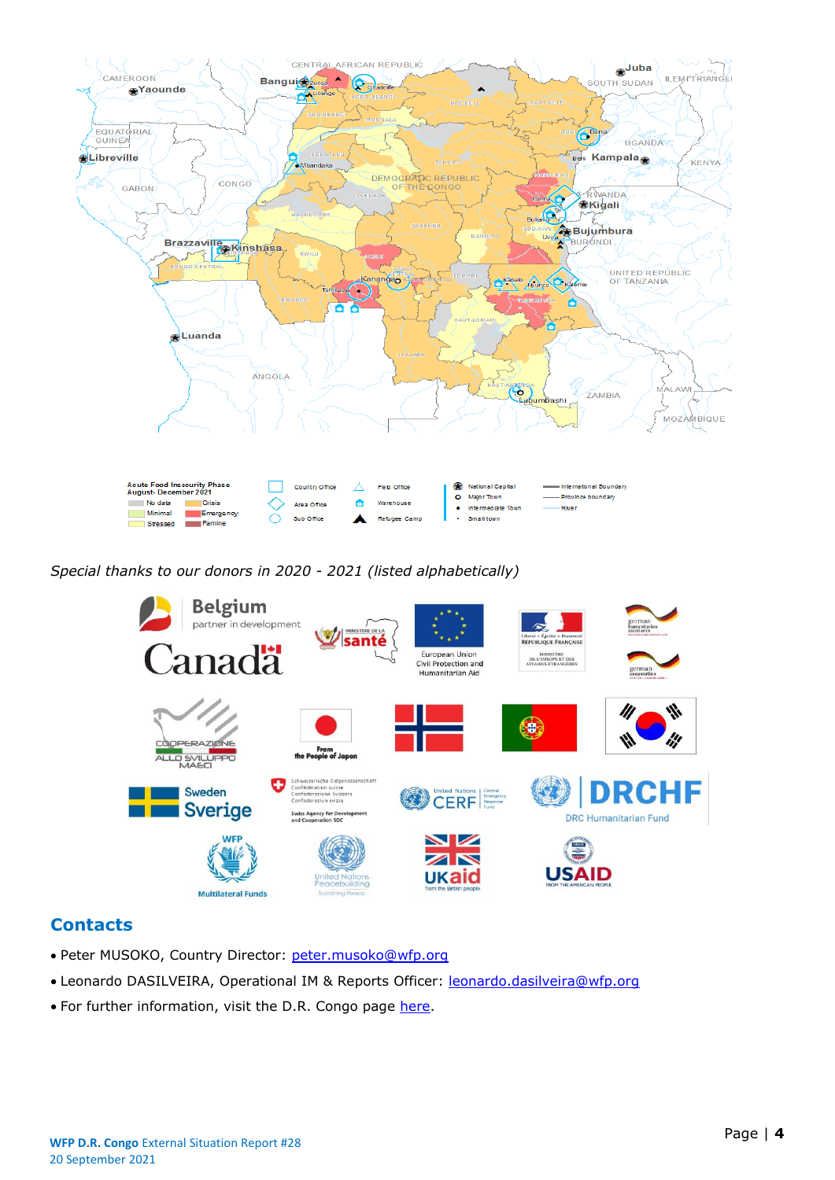Special thanks to our donors in 2020 - 2021 (listed alphabetically)

## Contacts

- Peter MUSOKO, Country Director: peter.musoko@wfp.org
- Leonardo DASILVEIRA, Operational IM & Reports Officer: leonardo.dasilveira@wfp.org
- For further information, visit the D.R. Congo page here.